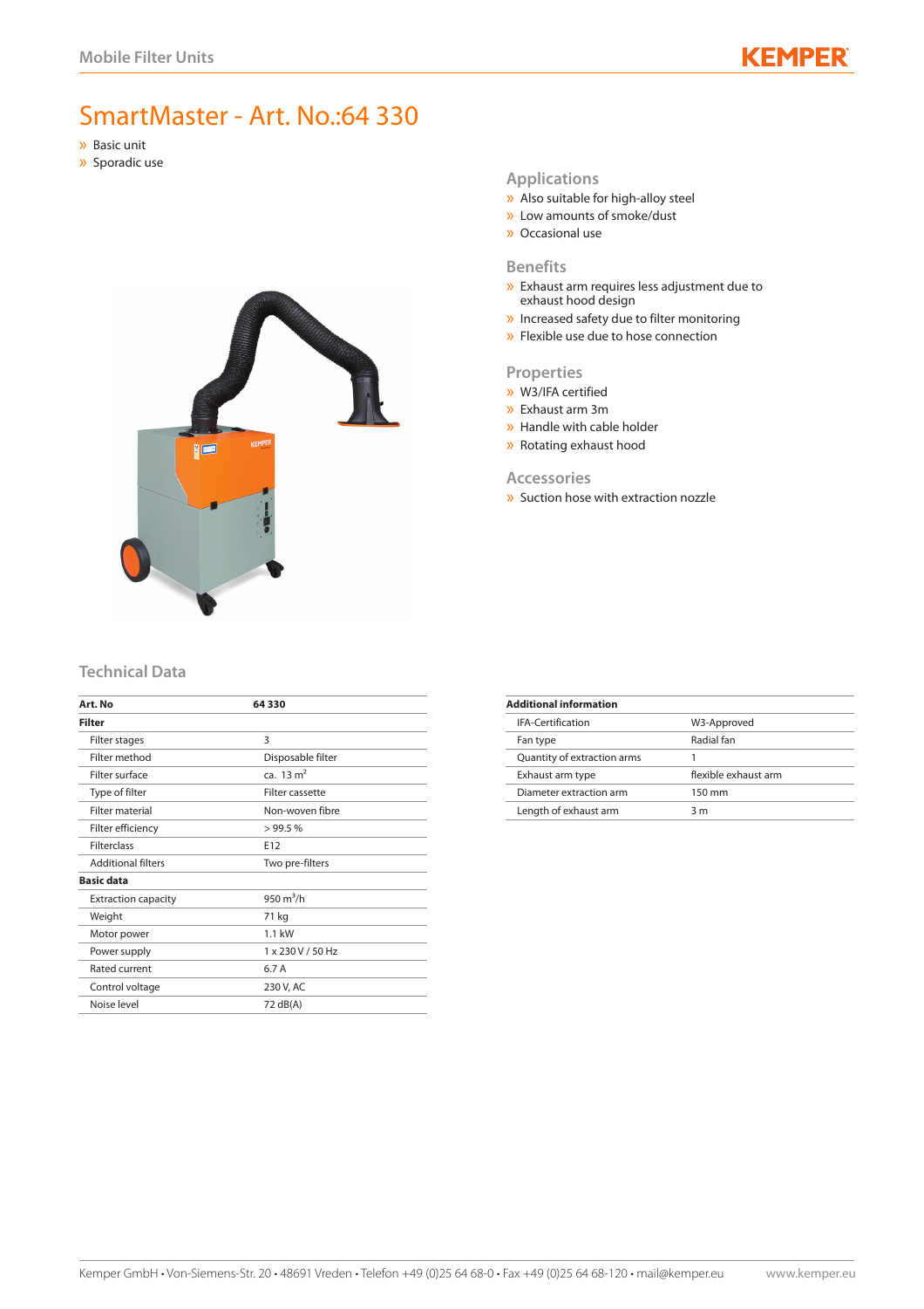# SmartMaster - Art. No.:64 330

- Basic unit
- Sporadic use

## Applications

- Also suitable for high-alloy steel
- Low amounts of smoke/dust
- Occasional use

## Benefits

- Exhaust arm requires less adjustment due to exhaust hood design
- Increased safety due to filter monitoring
- Flexible use due to hose connection

## Properties

- W3/IFA certified
- Exhaust arm 3m
- Handle with cable holder
- Rotating exhaust hood

## Accessories

- Suction hose with extraction nozzle

## Technical Data

| Art. No | 64 330 |
|---|---|
| **Filter** | |
| Filter stages | 3 |
| Filter method | Disposable filter |
| Filter surface | ca. 13 m² |
| Type of filter | Filter cassette |
| Filter material | Non-woven fibre |
| Filter efficiency | > 99.5 % |
| Filterclass | E12 |
| Additional filters | Two pre-filters |
| **Basic data** | |
| Extraction capacity | 950 m³/h |
| Weight | 71 kg |
| Motor power | 1.1 kW |
| Power supply | 1 x 230 V / 50 Hz |
| Rated current | 6.7 A |
| Control voltage | 230 V, AC |
| Noise level | 72 dB(A) |

| Additional information | |
|---|---|
| IFA-Certification | W3-Approved |
| Fan type | Radial fan |
| Quantity of extraction arms | 1 |
| Exhaust arm type | flexible exhaust arm |
| Diameter extraction arm | 150 mm |
| Length of exhaust arm | 3 m |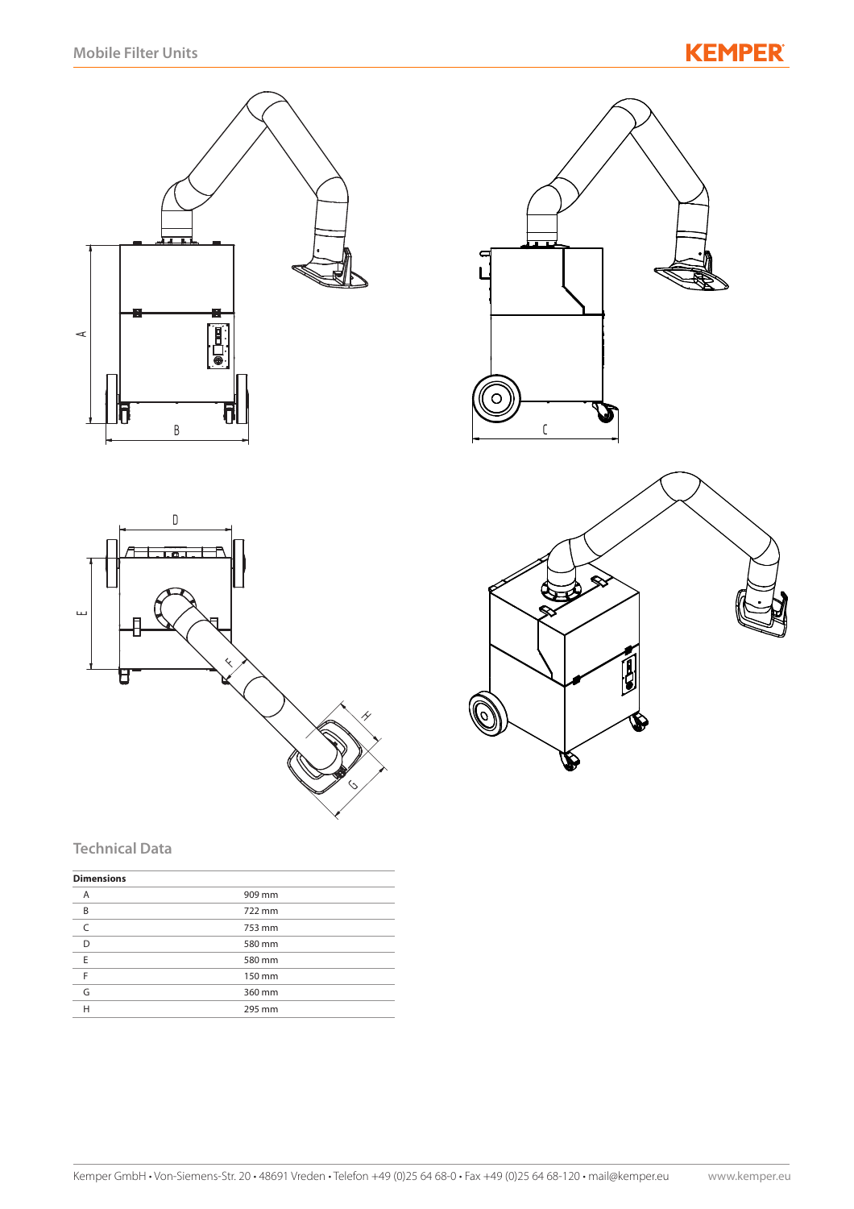## Technical Data

| Dimensions | |
|---|---|
| A | 909 mm |
| B | 722 mm |
| C | 753 mm |
| D | 580 mm |
| E | 580 mm |
| F | 150 mm |
| G | 360 mm |
| H | 295 mm |